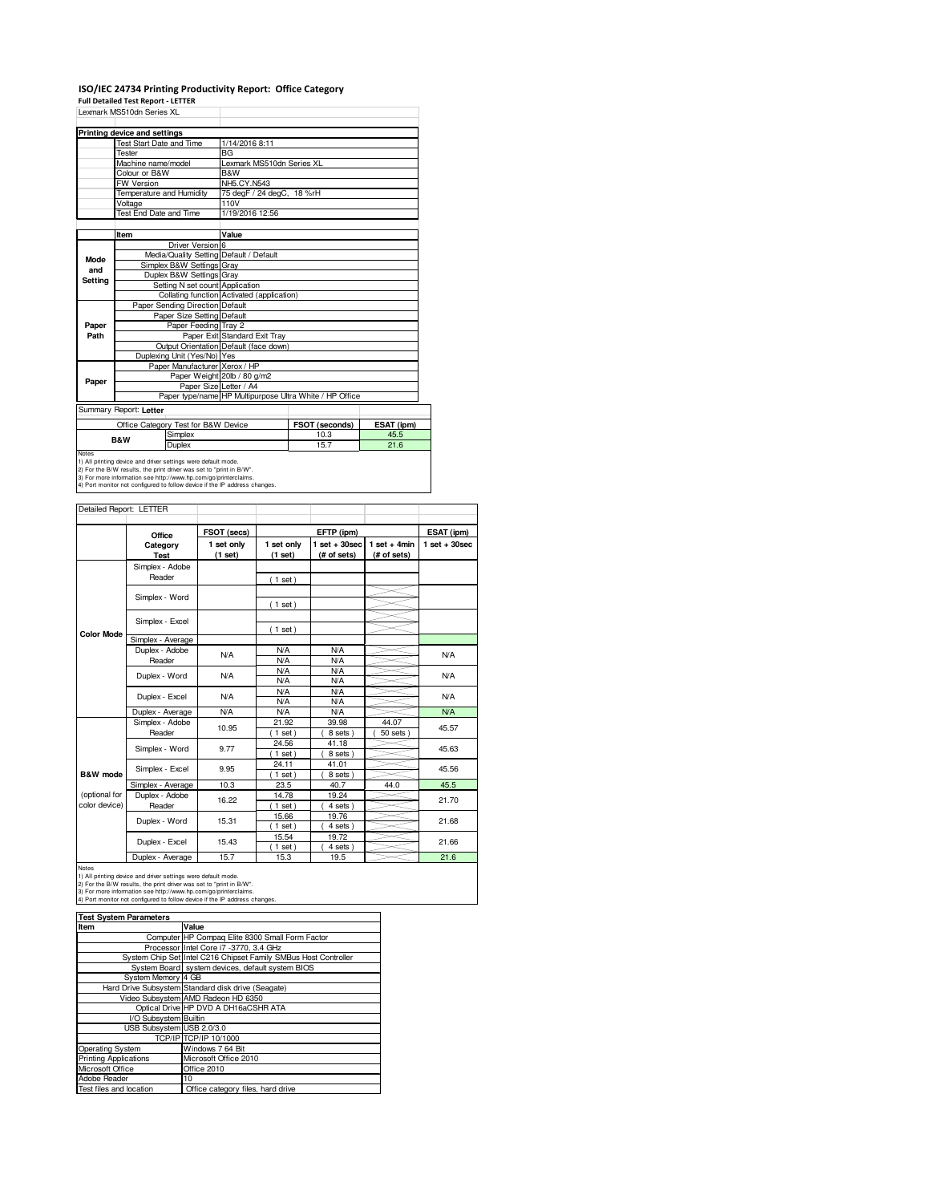# ISO/IEC 24734 Printing Productivity Report: Office Category

**Full Detailed Test Report - LETTER**

Lexmark MS510dn Series XL

| Printing device and settings | |
|---|---|
| Test Start Date and Time | 1/14/2016 8:11 |
| Tester | BG |
| Machine name/model | Lexmark MS510dn Series XL |
| Colour or B&W | B&W |
| FW Version | NH5.CY.N543 |
| Temperature and Humidity | 75 degF / 24 degC, 18 %rH |
| Voltage | 110V |
| Test End Date and Time | 1/19/2016 12:56 |

| | Item | Value |
|---|---|---|
| Mode and Setting | Driver Version | 6 |
| | Media/Quality Setting | Default / Default |
| | Simplex B&W Settings | Gray |
| | Duplex B&W Settings | Gray |
| | Setting N set count | Application |
| | Collating function | Activated (application) |
| Paper Path | Paper Sending Direction | Default |
| | Paper Size Setting | Default |
| | Paper Feeding | Tray 2 |
| | Paper Exit | Standard Exit Tray |
| | Output Orientation | Default (face down) |
| | Duplexing Unit (Yes/No) | Yes |
| Paper | Paper Manufacturer | Xerox / HP |
| | Paper Weight | 20lb / 80 g/m2 |
| | Paper Size | Letter / A4 |
| | Paper type/name | HP Multipurpose Ultra White / HP Office |

Summary Report: **Letter**

| Office Category Test for B&W Device | | FSOT (seconds) | ESAT (ipm) |
|---|---|---|---|
| B&W | Simplex | 10.3 | 45.5 |
| | Duplex | 15.7 | 21.6 |

Notes
1) All printing device and driver settings were default mode.
2) For the B/W results, the print driver was set to "print in B/W".
3) For more information see http://www.hp.com/go/printerclaims.
4) Port monitor not configured to follow device if the IP address changes.

Detailed Report: LETTER

| | Office Category Test | FSOT (secs) 1 set only (1 set) | EFTP (ipm) 1 set only (1 set) | EFTP (ipm) 1 set + 30sec (# of sets) | EFTP (ipm) 1 set + 4min (# of sets) | ESAT (ipm) 1 set + 30sec |
|---|---|---|---|---|---|---|
| Color Mode | Simplex - Adobe Reader | | ( 1 set ) | | | |
| | Simplex - Word | | ( 1 set ) | | | |
| | Simplex - Excel | | ( 1 set ) | | | |
| | Simplex - Average | | | | | |
| | Duplex - Adobe Reader | N/A | N/A<br>N/A | N/A<br>N/A | | N/A |
| | Duplex - Word | N/A | N/A<br>N/A | N/A<br>N/A | | N/A |
| | Duplex - Excel | N/A | N/A<br>N/A | N/A<br>N/A | | N/A |
| | Duplex - Average | N/A | N/A | N/A | | N/A |
| B&W mode (optional for color device) | Simplex - Adobe Reader | 10.95 | 21.92<br>( 1 set ) | 39.98<br>( 8 sets ) | 44.07<br>( 50 sets ) | 45.57 |
| | Simplex - Word | 9.77 | 24.56<br>( 1 set ) | 41.18<br>( 8 sets ) | | 45.63 |
| | Simplex - Excel | 9.95 | 24.11<br>( 1 set ) | 41.01<br>( 8 sets ) | | 45.56 |
| | Simplex - Average | 10.3 | 23.5 | 40.7 | 44.0 | 45.5 |
| | Duplex - Adobe Reader | 16.22 | 14.78<br>( 1 set ) | 19.24<br>( 4 sets ) | | 21.70 |
| | Duplex - Word | 15.31 | 15.66<br>( 1 set ) | 19.76<br>( 4 sets ) | | 21.68 |
| | Duplex - Excel | 15.43 | 15.54<br>( 1 set ) | 19.72<br>( 4 sets ) | | 21.66 |
| | Duplex - Average | 15.7 | 15.3 | 19.5 | | 21.6 |

Notes
1) All printing device and driver settings were default mode.
2) For the B/W results, the print driver was set to "print in B/W".
3) For more information see http://www.hp.com/go/printerclaims.
4) Port monitor not configured to follow device if the IP address changes.

| Test System Parameters | |
|---|---|
| **Item** | **Value** |
| Computer | HP Compaq Elite 8300 Small Form Factor |
| Processor | Intel Core i7 -3770, 3.4 GHz |
| System Chip Set | Intel C216 Chipset Family SMBus Host Controller |
| System Board | system devices, default system BIOS |
| System Memory | 4 GB |
| Hard Drive Subsystem | Standard disk drive (Seagate) |
| Video Subsystem | AMD Radeon HD 6350 |
| Optical Drive | HP DVD A DH16aCSHR ATA |
| I/O Subsystem | Builtin |
| USB Subsystem | USB 2.0/3.0 |
| TCP/IP | TCP/IP 10/1000 |
| Operating System | Windows 7 64 Bit |
| Printing Applications | Microsoft Office 2010 |
| Microsoft Office | Office 2010 |
| Adobe Reader | 10 |
| Test files and location | Office category files, hard drive |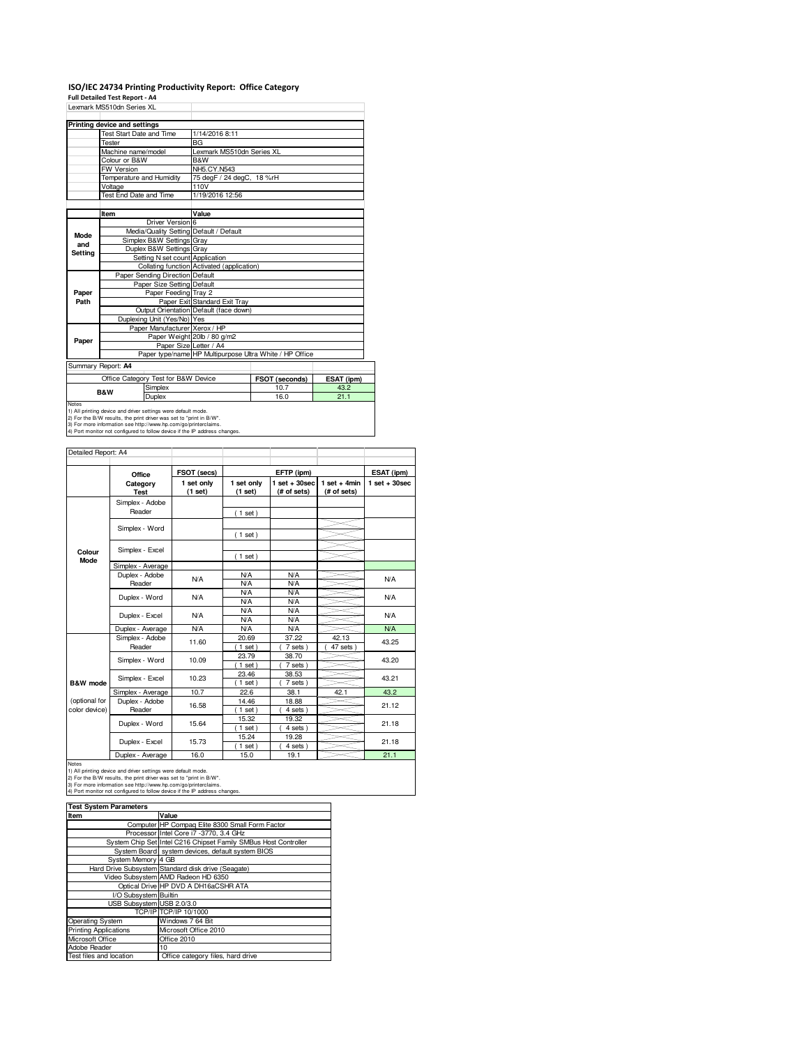# ISO/IEC 24734 Printing Productivity Report: Office Category

**Full Detailed Test Report - A4**

Lexmark MS510dn Series XL

| Printing device and settings | |
|---|---|
| Test Start Date and Time | 1/14/2016 8:11 |
| Tester | BG |
| Machine name/model | Lexmark MS510dn Series XL |
| Colour or B&W | B&W |
| FW Version | NH5.CY.N543 |
| Temperature and Humidity | 75 degF / 24 degC, 18 %rH |
| Voltage | 110V |
| Test End Date and Time | 1/19/2016 12:56 |

| | Item | Value |
|---|---|---|
| Mode and Setting | Driver Version | 6 |
| | Media/Quality Setting | Default / Default |
| | Simplex B&W Settings | Gray |
| | Duplex B&W Settings | Gray |
| | Setting N set count | Application |
| | Collating function | Activated (application) |
| Paper Path | Paper Sending Direction | Default |
| | Paper Size Setting | Default |
| | Paper Feeding | Tray 2 |
| | Paper Exit | Standard Exit Tray |
| | Output Orientation | Default (face down) |
| | Duplexing Unit (Yes/No) | Yes |
| Paper | Paper Manufacturer | Xerox / HP |
| | Paper Weight | 20lb / 80 g/m2 |
| | Paper Size | Letter / A4 |
| | Paper type/name | HP Multipurpose Ultra White / HP Office |

Summary Report: **A4**

| Office Category Test for B&W Device | | FSOT (seconds) | ESAT (ipm) |
|---|---|---|---|
| B&W | Simplex | 10.7 | 43.2 |
| | Duplex | 16.0 | 21.1 |

Notes
1) All printing device and driver settings were default mode.
2) For the B/W results, the print driver was set to "print in B/W".
3) For more information see http://www.hp.com/go/printerclaims.
4) Port monitor not configured to follow device if the IP address changes.

Detailed Report: A4

| | Office Category Test | FSOT (secs) 1 set only (1 set) | EFTP (ipm) 1 set only (1 set) | EFTP (ipm) 1 set + 30sec (# of sets) | EFTP (ipm) 1 set + 4min (# of sets) | ESAT (ipm) 1 set + 30sec |
|---|---|---|---|---|---|---|
| Colour Mode | Simplex - Adobe Reader | | ( 1 set ) | | | |
| | Simplex - Word | | ( 1 set ) | | | |
| | Simplex - Excel | | ( 1 set ) | | | |
| | Simplex - Average | | | | | |
| | Duplex - Adobe Reader | N/A | N/A<br>N/A | N/A<br>N/A | | N/A |
| | Duplex - Word | N/A | N/A<br>N/A | N/A<br>N/A | | N/A |
| | Duplex - Excel | N/A | N/A<br>N/A | N/A<br>N/A | | N/A |
| | Duplex - Average | N/A | N/A | N/A | | N/A |
| B&W mode (optional for color device) | Simplex - Adobe Reader | 11.60 | 20.69<br>( 1 set ) | 37.22<br>( 7 sets ) | 42.13<br>( 47 sets ) | 43.25 |
| | Simplex - Word | 10.09 | 23.79<br>( 1 set ) | 38.70<br>( 7 sets ) | | 43.20 |
| | Simplex - Excel | 10.23 | 23.46<br>( 1 set ) | 38.53<br>( 7 sets ) | | 43.21 |
| | Simplex - Average | 10.7 | 22.6 | 38.1 | 42.1 | 43.2 |
| | Duplex - Adobe Reader | 16.58 | 14.46<br>( 1 set ) | 18.88<br>( 4 sets ) | | 21.12 |
| | Duplex - Word | 15.64 | 15.32<br>( 1 set ) | 19.32<br>( 4 sets ) | | 21.18 |
| | Duplex - Excel | 15.73 | 15.24<br>( 1 set ) | 19.28<br>( 4 sets ) | | 21.18 |
| | Duplex - Average | 16.0 | 15.0 | 19.1 | | 21.1 |

Notes
1) All printing device and driver settings were default mode.
2) For the B/W results, the print driver was set to "print in B/W".
3) For more information see http://www.hp.com/go/printerclaims.
4) Port monitor not configured to follow device if the IP address changes.

| Test System Parameters | |
|---|---|
| **Item** | **Value** |
| Computer | HP Compaq Elite 8300 Small Form Factor |
| Processor | Intel Core i7 -3770, 3.4 GHz |
| System Chip Set | Intel C216 Chipset Family SMBus Host Controller |
| System Board | system devices, default system BIOS |
| System Memory | 4 GB |
| Hard Drive Subsystem | Standard disk drive (Seagate) |
| Video Subsystem | AMD Radeon HD 6350 |
| Optical Drive | HP DVD A DH16aCSHR ATA |
| I/O Subsystem | Builtin |
| USB Subsystem | USB 2.0/3.0 |
| TCP/IP | TCP/IP 10/1000 |
| Operating System | Windows 7 64 Bit |
| Printing Applications | Microsoft Office 2010 |
| Microsoft Office | Office 2010 |
| Adobe Reader | 10 |
| Test files and location | Office category files, hard drive |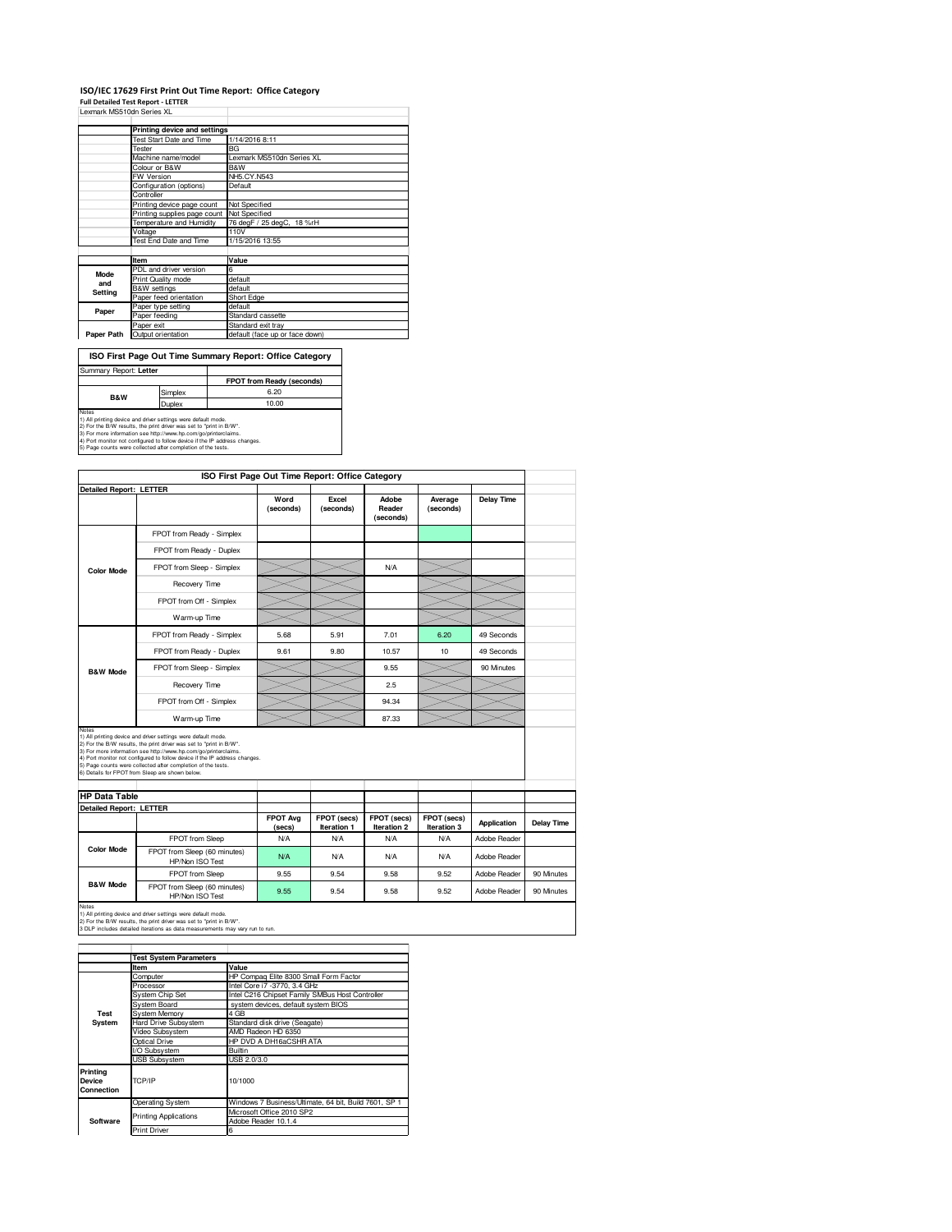# ISO/IEC 17629 First Print Out Time Report: Office Category

**Full Detailed Test Report - LETTER**

Lexmark MS510dn Series XL

| | Printing device and settings | |
|---|---|---|
| | Test Start Date and Time | 1/14/2016 8:11 |
| | Tester | BG |
| | Machine name/model | Lexmark MS510dn Series XL |
| | Colour or B&W | B&W |
| | FW Version | NH5.CY.N543 |
| | Configuration (options) | Default |
| | Controller | |
| | Printing device page count | Not Specified |
| | Printing supplies page count | Not Specified |
| | Temperature and Humidity | 76 degF / 25 degC, 18 %rH |
| | Voltage | 110V |
| | Test End Date and Time | 1/15/2016 13:55 |

| | Item | Value |
|---|---|---|
| Mode and Setting | PDL and driver version | 6 |
| | Print Quality mode | default |
| | B&W settings | default |
| | Paper feed orientation | Short Edge |
| Paper | Paper type setting | default |
| | Paper feeding | Standard cassette |
| | Paper exit | Standard exit tray |
| Paper Path | Output orientation | default (face up or face down) |

## ISO First Page Out Time Summary Report: Office Category

| Summary Report: Letter | | |
|---|---|---|
| | | FPOT from Ready (seconds) |
| B&W | Simplex | 6.20 |
| | Duplex | 10.00 |

Notes
1) All printing device and driver settings were default mode.
2) For the B/W results, the print driver was set to "print in B/W".
3) For more information see http://www.hp.com/go/printerclaims.
4) Port monitor not configured to follow device if the IP address changes.
5) Page counts were collected after completion of the tests.

## ISO First Page Out Time Report: Office Category

| Detailed Report: LETTER | | Word (seconds) | Excel (seconds) | Adobe Reader (seconds) | Average (seconds) | Delay Time |
|---|---|---|---|---|---|---|
| Color Mode | FPOT from Ready - Simplex | | | | | |
| | FPOT from Ready - Duplex | | | | | |
| | FPOT from Sleep - Simplex | | | N/A | | |
| | Recovery Time | | | | | |
| | FPOT from Off - Simplex | | | | | |
| | Warm-up Time | | | | | |
| B&W Mode | FPOT from Ready - Simplex | 5.68 | 5.91 | 7.01 | 6.20 | 49 Seconds |
| | FPOT from Ready - Duplex | 9.61 | 9.80 | 10.57 | 10 | 49 Seconds |
| | FPOT from Sleep - Simplex | | | 9.55 | | 90 Minutes |
| | Recovery Time | | | 2.5 | | |
| | FPOT from Off - Simplex | | | 94.34 | | |
| | Warm-up Time | | | 87.33 | | |

Notes
1) All printing device and driver settings were default mode.
2) For the B/W results, the print driver was set to "print in B/W".
3) For more information see http://www.hp.com/go/printerclaims.
4) Port monitor not configured to follow device if the IP address changes.
5) Page counts were collected after completion of the tests.
6) Details for FPOT from Sleep are shown below.

## HP Data Table

| Detailed Report: LETTER | | FPOT Avg (secs) | FPOT (secs) Iteration 1 | FPOT (secs) Iteration 2 | FPOT (secs) Iteration 3 | Application | Delay Time |
|---|---|---|---|---|---|---|---|
| Color Mode | FPOT from Sleep | N/A | N/A | N/A | N/A | Adobe Reader | |
| | FPOT from Sleep (60 minutes) HP/Non ISO Test | N/A | N/A | N/A | N/A | Adobe Reader | |
| B&W Mode | FPOT from Sleep | 9.55 | 9.54 | 9.58 | 9.52 | Adobe Reader | 90 Minutes |
| | FPOT from Sleep (60 minutes) HP/Non ISO Test | 9.55 | 9.54 | 9.58 | 9.52 | Adobe Reader | 90 Minutes |

Notes
1) All printing device and driver settings were default mode.
2) For the B/W results, the print driver was set to "print in B/W".
3 DLP includes detailed iterations as data measurements may vary run to run.

| | Test System Parameters | |
|---|---|---|
| | Item | Value |
| Test System | Computer | HP Compaq Elite 8300 Small Form Factor |
| | Processor | Intel Core i7 -3770, 3.4 GHz |
| | System Chip Set | Intel C216 Chipset Family SMBus Host Controller |
| | System Board | system devices, default system BIOS |
| | System Memory | 4 GB |
| | Hard Drive Subsystem | Standard disk drive (Seagate) |
| | Video Subsystem | AMD Radeon HD 6350 |
| | Optical Drive | HP DVD A DH16aCSHR ATA |
| | I/O Subsystem | Builtin |
| | USB Subsystem | USB 2.0/3.0 |
| Printing Device Connection | TCP/IP | 10/1000 |
| Software | Operating System | Windows 7 Business/Ultimate, 64 bit, Build 7601, SP 1 |
| | Printing Applications | Microsoft Office 2010 SP2 |
| | | Adobe Reader 10.1.4 |
| | Print Driver | 6 |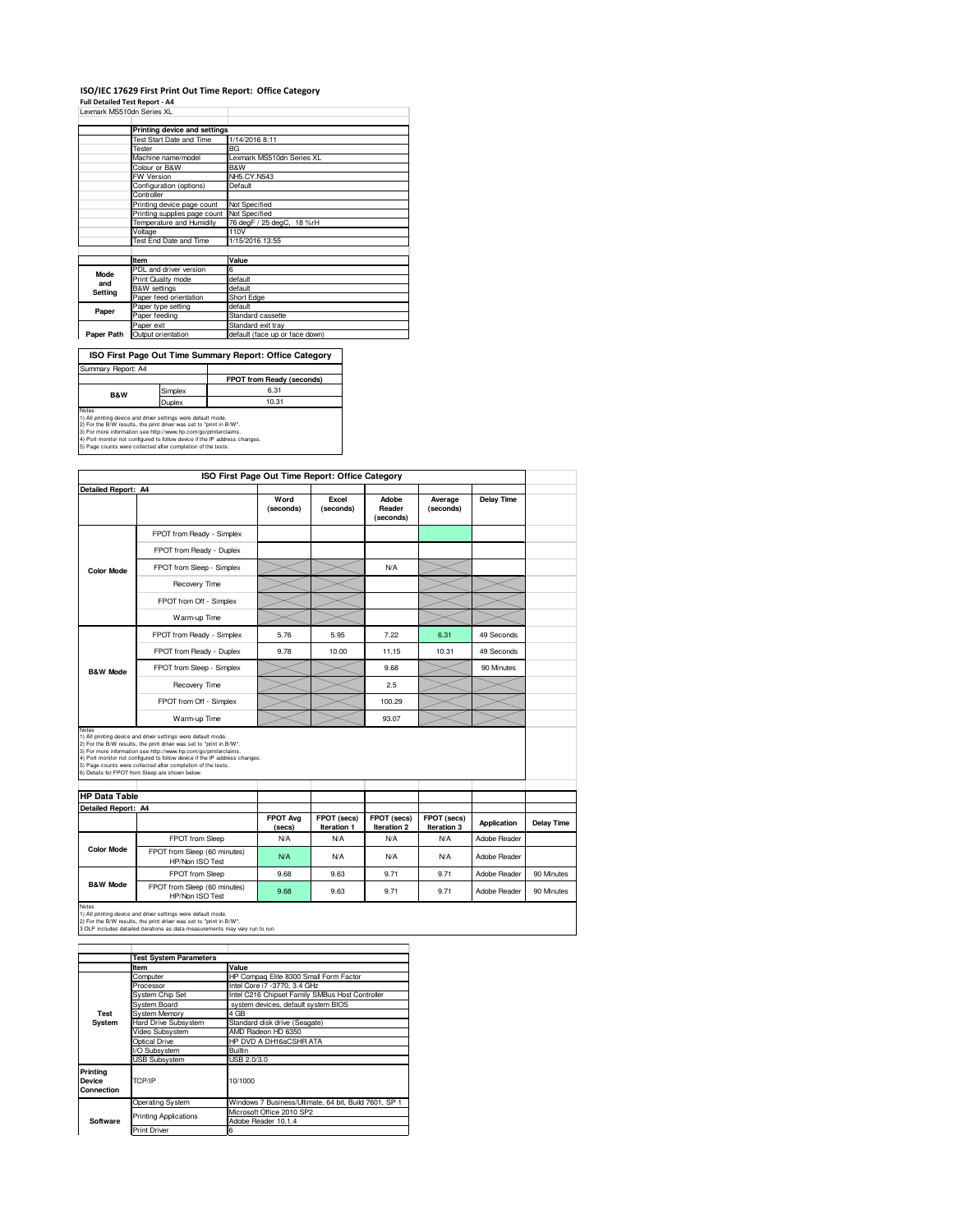# ISO/IEC 17629 First Print Out Time Report: Office Category

**Full Detailed Test Report - A4**

| Lexmark MS510dn Series XL | | |
|---|---|---|
| | **Printing device and settings** | |
| | Test Start Date and Time | 1/14/2016 8:11 |
| | Tester | BG |
| | Machine name/model | Lexmark MS510dn Series XL |
| | Colour or B&W | B&W |
| | FW Version | NH5.CY.N543 |
| | Configuration (options) | Default |
| | Controller | |
| | Printing device page count | Not Specified |
| | Printing supplies page count | Not Specified |
| | Temperature and Humidity | 76 degF / 25 degC, 18 %rH |
| | Voltage | 110V |
| | Test End Date and Time | 1/15/2016 13:55 |

| | Item | Value |
|---|---|---|
| Mode and Setting | PDL and driver version | 6 |
| | Print Quality mode | default |
| | B&W settings | default |
| | Paper feed orientation | Short Edge |
| Paper | Paper type setting | default |
| | Paper feeding | Standard cassette |
| | Paper exit | Standard exit tray |
| Paper Path | Output orientation | default (face up or face down) |

## ISO First Page Out Time Summary Report: Office Category

| Summary Report: A4 | | |
|---|---|---|
| | | **FPOT from Ready (seconds)** |
| **B&W** | Simplex | 6.31 |
| | Duplex | 10.31 |

Notes
1) All printing device and driver settings were default mode.
2) For the B/W results, the print driver was set to "print in B/W".
3) For more information see http://www.hp.com/go/printerclaims.
4) Port monitor not configured to follow device if the IP address changes.
5) Page counts were collected after completion of the tests.

## ISO First Page Out Time Report: Office Category

| Detailed Report: A4 | | Word (seconds) | Excel (seconds) | Adobe Reader (seconds) | Average (seconds) | Delay Time |
|---|---|---|---|---|---|---|
| **Color Mode** | FPOT from Ready - Simplex | | | | | |
| | FPOT from Ready - Duplex | | | | | |
| | FPOT from Sleep - Simplex | | | N/A | | |
| | Recovery Time | | | | | |
| | FPOT from Off - Simplex | | | | | |
| | Warm-up Time | | | | | |
| **B&W Mode** | FPOT from Ready - Simplex | 5.76 | 5.95 | 7.22 | 6.31 | 49 Seconds |
| | FPOT from Ready - Duplex | 9.78 | 10.00 | 11.15 | 10.31 | 49 Seconds |
| | FPOT from Sleep - Simplex | | | 9.68 | | 90 Minutes |
| | Recovery Time | | | 2.5 | | |
| | FPOT from Off - Simplex | | | 100.29 | | |
| | Warm-up Time | | | 93.07 | | |

Notes
1) All printing device and driver settings were default mode.
2) For the B/W results, the print driver was set to "print in B/W".
3) For more information see http://www.hp.com/go/printerclaims.
4) Port monitor not configured to follow device if the IP address changes.
5) Page counts were collected after completion of the tests.
6) Details for FPOT from Sleep are shown below.

## HP Data Table

| Detailed Report: A4 | | FPOT Avg (secs) | FPOT (secs) Iteration 1 | FPOT (secs) Iteration 2 | FPOT (secs) Iteration 3 | Application | Delay Time |
|---|---|---|---|---|---|---|---|
| **Color Mode** | FPOT from Sleep | N/A | N/A | N/A | N/A | Adobe Reader | |
| | FPOT from Sleep (60 minutes) HP/Non ISO Test | N/A | N/A | N/A | N/A | Adobe Reader | |
| **B&W Mode** | FPOT from Sleep | 9.68 | 9.63 | 9.71 | 9.71 | Adobe Reader | 90 Minutes |
| | FPOT from Sleep (60 minutes) HP/Non ISO Test | 9.68 | 9.63 | 9.71 | 9.71 | Adobe Reader | 90 Minutes |

Notes
1) All printing device and driver settings were default mode.
2) For the B/W results, the print driver was set to "print in B/W".
3 DLP includes detailed iterations as data measurements may vary run to run.

| | **Test System Parameters** | |
|---|---|---|
| | Item | Value |
| **Test System** | Computer | HP Compaq Elite 8300 Small Form Factor |
| | Processor | Intel Core i7 -3770, 3.4 GHz |
| | System Chip Set | Intel C216 Chipset Family SMBus Host Controller |
| | System Board | system devices, default system BIOS |
| | System Memory | 4 GB |
| | Hard Drive Subsystem | Standard disk drive (Seagate) |
| | Video Subsystem | AMD Radeon HD 6350 |
| | Optical Drive | HP DVD A DH16aCSHR ATA |
| | I/O Subsystem | Builtin |
| | USB Subsystem | USB 2.0/3.0 |
| **Printing Device Connection** | TCP/IP | 10/1000 |
| **Software** | Operating System | Windows 7 Business/Ultimate, 64 bit, Build 7601, SP 1 |
| | Printing Applications | Microsoft Office 2010 SP2 |
| | | Adobe Reader 10.1.4 |
| | Print Driver | 6 |